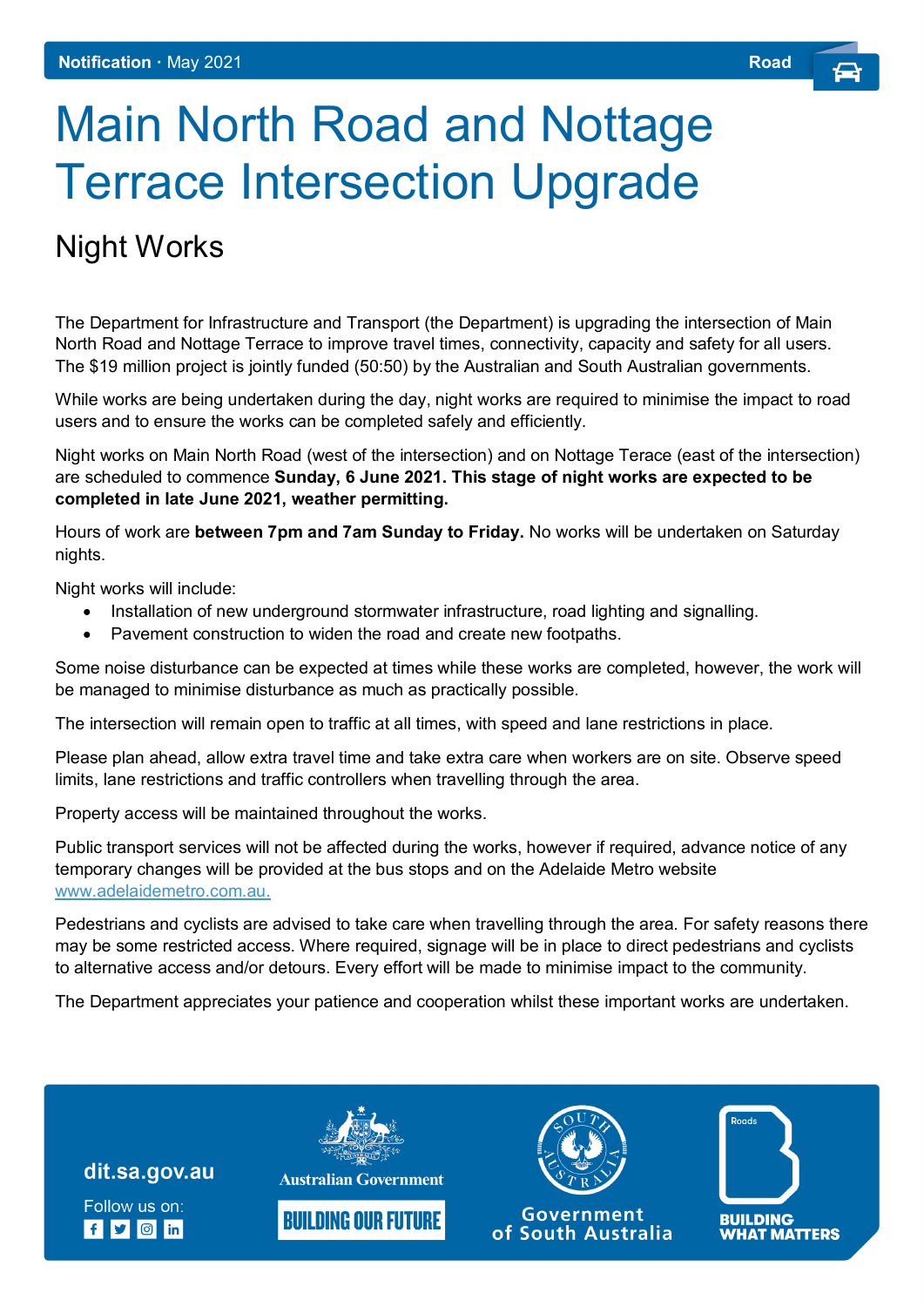**Notification** · May 2021 **Road**

# Main North Road and Nottage Terrace Intersection Upgrade

## Night Works

The Department for Infrastructure and Transport (the Department) is upgrading the intersection of Main North Road and Nottage Terrace to improve travel times, connectivity, capacity and safety for all users. The $19 million project is jointly funded (50:50) by the Australian and South Australian governments.

While works are being undertaken during the day, night works are required to minimise the impact to road users and to ensure the works can be completed safely and efficiently.

Night works on Main North Road (west of the intersection) and on Nottage Terace (east of the intersection) are scheduled to commence **Sunday, 6 June 2021. This stage of night works are expected to be completed in late June 2021, weather permitting.**

Hours of work are **between 7pm and 7am Sunday to Friday.** No works will be undertaken on Saturday nights.

Night works will include:

- Installation of new underground stormwater infrastructure, road lighting and signalling.
- Pavement construction to widen the road and create new footpaths.

Some noise disturbance can be expected at times while these works are completed, however, the work will be managed to minimise disturbance as much as practically possible.

The intersection will remain open to traffic at all times, with speed and lane restrictions in place.

Please plan ahead, allow extra travel time and take extra care when workers are on site. Observe speed limits, lane restrictions and traffic controllers when travelling through the area.

Property access will be maintained throughout the works.

Public transport services will not be affected during the works, however if required, advance notice of any temporary changes will be provided at the bus stops and on the Adelaide Metro website www.adelaidemetro.com.au.

Pedestrians and cyclists are advised to take care when travelling through the area. For safety reasons there may be some restricted access. Where required, signage will be in place to direct pedestrians and cyclists to alternative access and/or detours. Every effort will be made to minimise impact to the community.

The Department appreciates your patience and cooperation whilst these important works are undertaken.

dit.sa.gov.au

Follow us on:

Australian Government

BUILDING OUR FUTURE

Government of South Australia

Roads

BUILDING WHAT MATTERS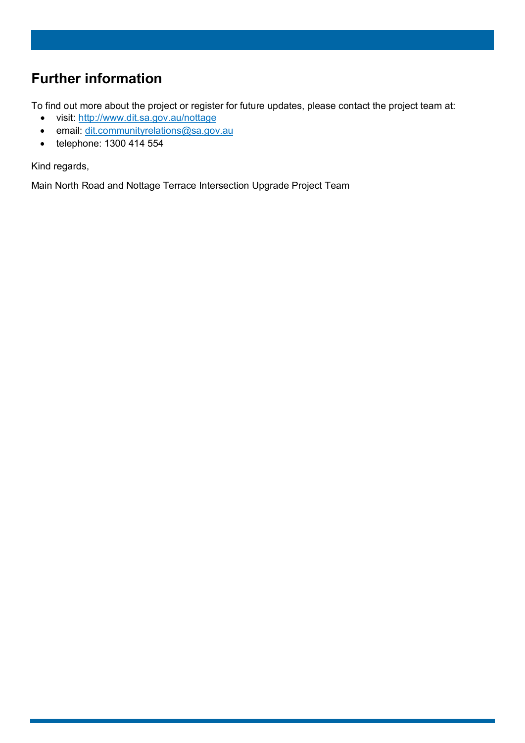## Further information

To find out more about the project or register for future updates, please contact the project team at:

- visit: http://www.dit.sa.gov.au/nottage
- email: dit.communityrelations@sa.gov.au
- telephone: 1300 414 554

Kind regards,

Main North Road and Nottage Terrace Intersection Upgrade Project Team